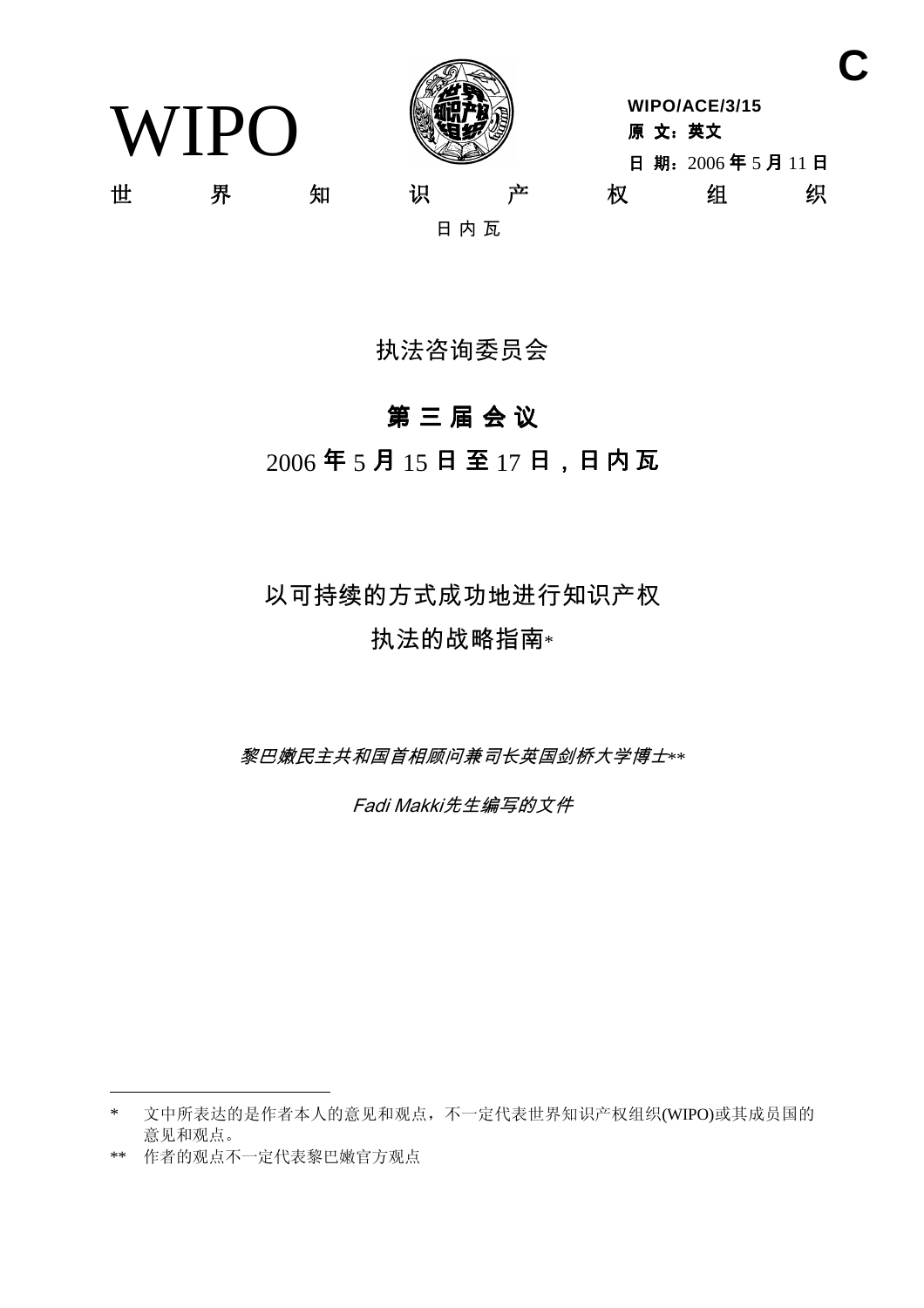C

WIPO

WIPO/ACE/3/15
原 文：英文
日 期：2006 年 5 月 11 日

世 界 知 识 产 权 组 织

日 内 瓦

# 执法咨询委员会

## 第 三 届 会 议

## 2006 年 5 月 15 日 至 17 日，日 内 瓦

# 以可持续的方式成功地进行知识产权执法的战略指南*

*黎巴嫩民主共和国首相顾问兼司长英国剑桥大学博士***

*Fadi Makki先生编写的文件*

---

\* 文中所表达的是作者本人的意见和观点，不一定代表世界知识产权组织(WIPO)或其成员国的意见和观点。

\*\* 作者的观点不一定代表黎巴嫩官方观点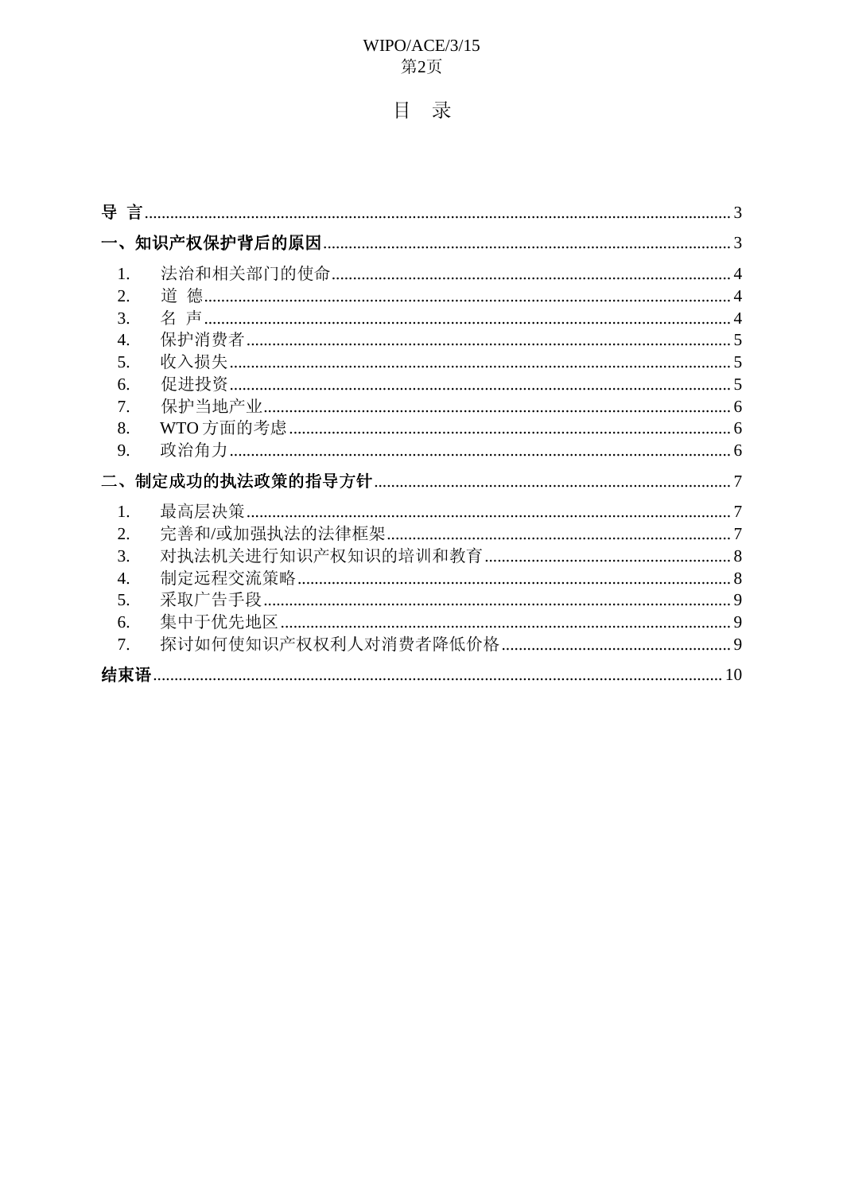# 目　录

**导 言** ........................................................................ 3

**一、知识产权保护背后的原因** ........................................................................ 3

1. 法治和相关部门的使命 ........................................................................ 4
2. 道　德 ........................................................................ 4
3. 名　声 ........................................................................ 4
4. 保护消费者 ........................................................................ 5
5. 收入损失 ........................................................................ 5
6. 促进投资 ........................................................................ 5
7. 保护当地产业 ........................................................................ 6
8. WTO 方面的考虑 ........................................................................ 6
9. 政治角力 ........................................................................ 6

**二、制定成功的执法政策的指导方针** ........................................................................ 7

1. 最高层决策 ........................................................................ 7
2. 完善和/或加强执法的法律框架 ........................................................................ 7
3. 对执法机关进行知识产权知识的培训和教育 ........................................................................ 8
4. 制定远程交流策略 ........................................................................ 8
5. 采取广告手段 ........................................................................ 9
6. 集中于优先地区 ........................................................................ 9
7. 探讨如何使知识产权权利人对消费者降低价格 ........................................................................ 9

**结束语** ........................................................................ 10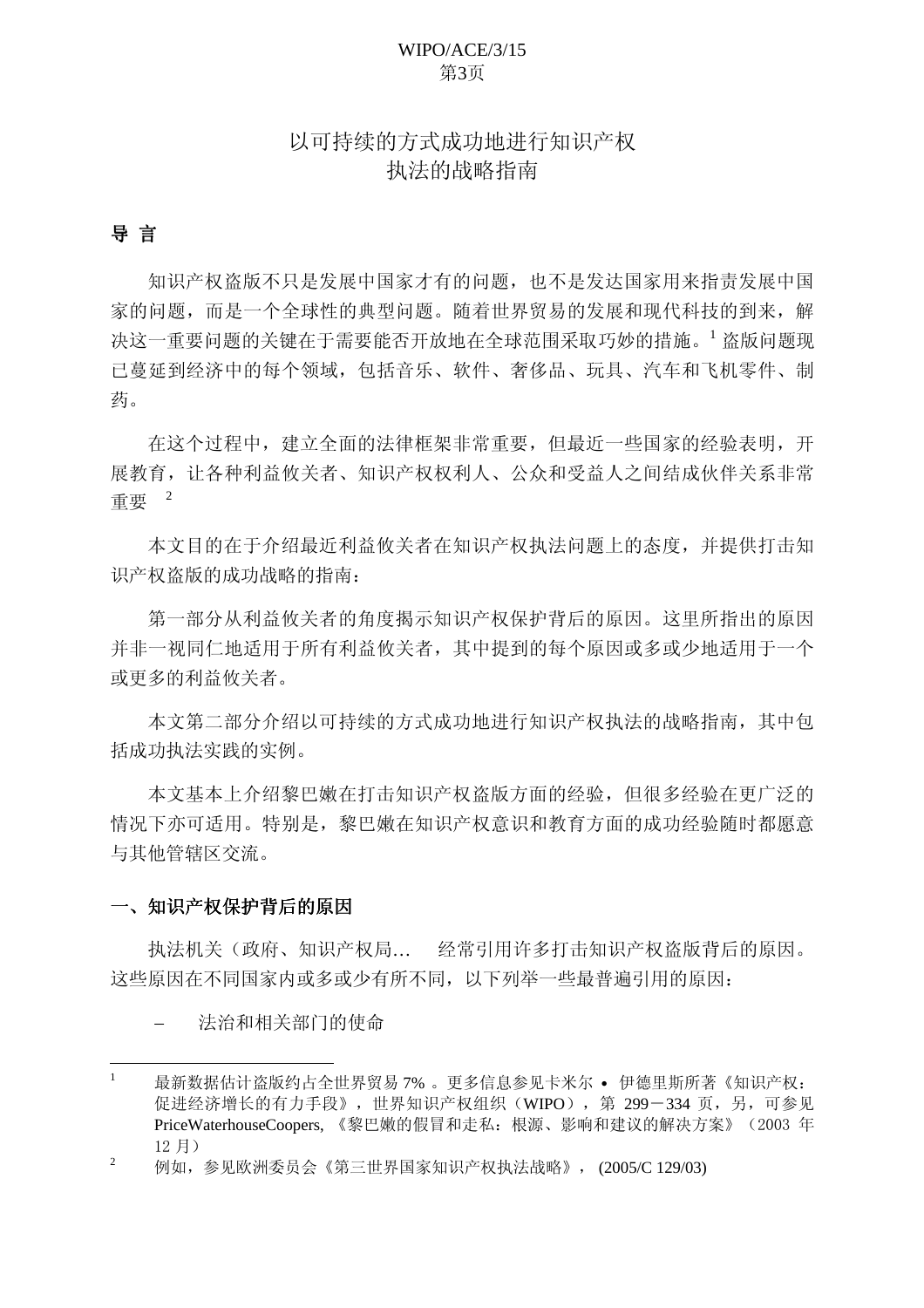# 以可持续的方式成功地进行知识产权执法的战略指南

## 导 言

知识产权盗版不只是发展中国家才有的问题，也不是发达国家用来指责发展中国家的问题，而是一个全球性的典型问题。随着世界贸易的发展和现代科技的到来，解决这一重要问题的关键在于需要能否开放地在全球范围采取巧妙的措施。[1] 盗版问题现已蔓延到经济中的每个领域，包括音乐、软件、奢侈品、玩具、汽车和飞机零件、制药。

在这个过程中，建立全面的法律框架非常重要，但最近一些国家的经验表明，开展教育，让各种利益攸关者、知识产权权利人、公众和受益人之间结成伙伴关系非常重要 [2]

本文目的在于介绍最近利益攸关者在知识产权执法问题上的态度，并提供打击知识产权盗版的成功战略的指南：

第一部分从利益攸关者的角度揭示知识产权保护背后的原因。这里所指出的原因并非一视同仁地适用于所有利益攸关者，其中提到的每个原因或多或少地适用于一个或更多的利益攸关者。

本文第二部分介绍以可持续的方式成功地进行知识产权执法的战略指南，其中包括成功执法实践的实例。

本文基本上介绍黎巴嫩在打击知识产权盗版方面的经验，但很多经验在更广泛的情况下亦可适用。特别是，黎巴嫩在知识产权意识和教育方面的成功经验随时都愿意与其他管辖区交流。

## 一、知识产权保护背后的原因

执法机关（政府、知识产权局… 经常引用许多打击知识产权盗版背后的原因。这些原因在不同国家内或多或少有所不同，以下列举一些最普遍引用的原因：

– 法治和相关部门的使命

---

[1] 最新数据估计盗版约占全世界贸易 7% 。更多信息参见卡米尔 • 伊德里斯所著《知识产权：促进经济增长的有力手段》，世界知识产权组织（WIPO），第 299－334 页，另，可参见 PriceWaterhouseCoopers, 《黎巴嫩的假冒和走私：根源、影响和建议的解决方案》（2003 年 12 月）

[2] 例如，参见欧洲委员会《第三世界国家知识产权执法战略》， (2005/C 129/03)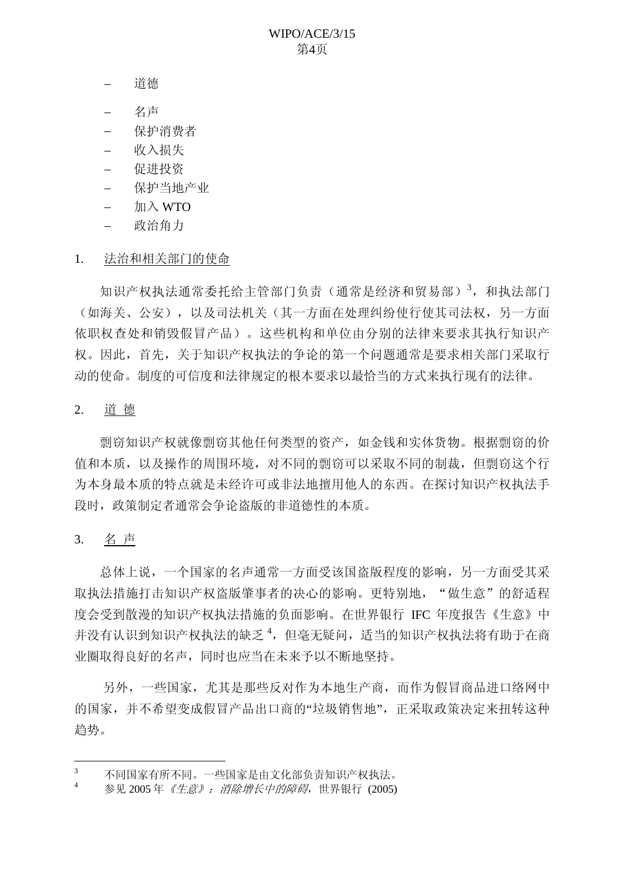– 道德

– 名声

– 保护消费者

– 收入损失

– 促进投资

– 保护当地产业

– 加入 WTO

– 政治角力

1. 法治和相关部门的使命

知识产权执法通常委托给主管部门负责（通常是经济和贸易部）[3]，和执法部门（如海关、公安），以及司法机关（其一方面在处理纠纷使行使其司法权，另一方面依职权查处和销毁假冒产品）。这些机构和单位由分别的法律来要求其执行知识产权。因此，首先，关于知识产权执法的争论的第一个问题通常是要求相关部门采取行动的使命。制度的可信度和法律规定的根本要求以最恰当的方式来执行现有的法律。

2. 道 德

剽窃知识产权就像剽窃其他任何类型的资产，如金钱和实体货物。根据剽窃的价值和本质，以及操作的周围环境，对不同的剽窃可以采取不同的制裁，但剽窃这个行为本身最本质的特点就是未经许可或非法地擅用他人的东西。在探讨知识产权执法手段时，政策制定者通常会争论盗版的非道德性的本质。

3. 名 声

总体上说，一个国家的名声通常一方面受该国盗版程度的影响，另一方面受其采取执法措施打击知识产权盗版肇事者的决心的影响。更特别地，“做生意”的舒适程度会受到散漫的知识产权执法措施的负面影响。在世界银行 IFC 年度报告《生意》中并没有认识到知识产权执法的缺乏[4]，但毫无疑问，适当的知识产权执法将有助于在商业圈取得良好的名声，同时也应当在未来予以不断地坚持。

另外，一些国家，尤其是那些反对作为本地生产商，而作为假冒商品进口络网中的国家，并不希望变成假冒产品出口商的“垃圾销售地”，正采取政策决定来扭转这种趋势。

---

[3] 不同国家有所不同。一些国家是由文化部负责知识产权执法。

[4] 参见 2005 年*《生意》：消除增长中的障碍*，世界银行 (2005)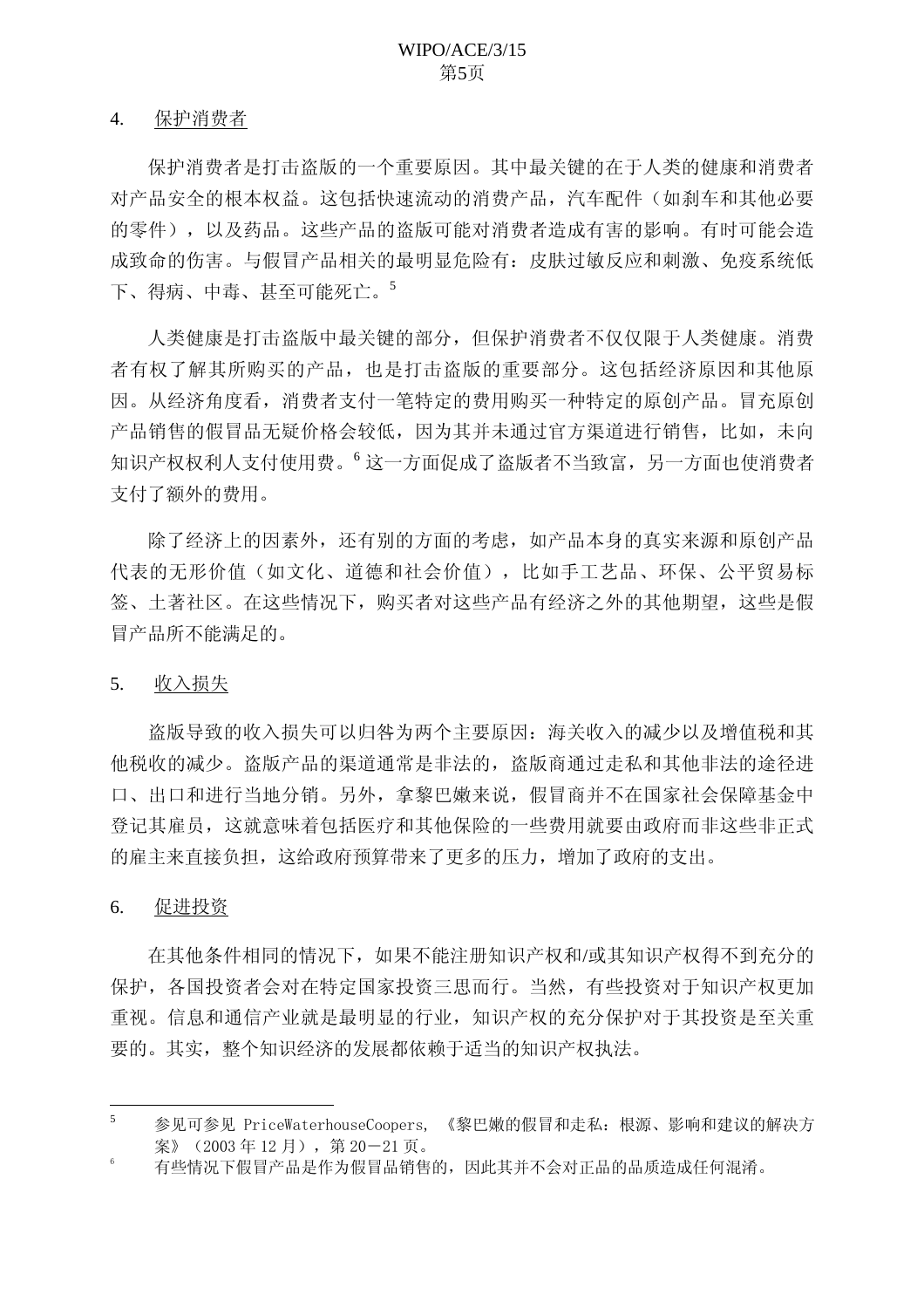4. <u>保护消费者</u>

保护消费者是打击盗版的一个重要原因。其中最关键的在于人类的健康和消费者对产品安全的根本权益。这包括快速流动的消费产品，汽车配件（如刹车和其他必要的零件），以及药品。这些产品的盗版可能对消费者造成有害的影响。有时可能会造成致命的伤害。与假冒产品相关的最明显危险有：皮肤过敏反应和刺激、免疫系统低下、得病、中毒、甚至可能死亡。[5]

人类健康是打击盗版中最关键的部分，但保护消费者不仅仅限于人类健康。消费者有权了解其所购买的产品，也是打击盗版的重要部分。这包括经济原因和其他原因。从经济角度看，消费者支付一笔特定的费用购买一种特定的原创产品。冒充原创产品销售的假冒品无疑价格会较低，因为其并未通过官方渠道进行销售，比如，未向知识产权权利人支付使用费。[6] 这一方面促成了盗版者不当致富，另一方面也使消费者支付了额外的费用。

除了经济上的因素外，还有别的方面的考虑，如产品本身的真实来源和原创产品代表的无形价值（如文化、道德和社会价值），比如手工艺品、环保、公平贸易标签、土著社区。在这些情况下，购买者对这些产品有经济之外的其他期望，这些是假冒产品所不能满足的。

5. <u>收入损失</u>

盗版导致的收入损失可以归咎为两个主要原因：海关收入的减少以及增值税和其他税收的减少。盗版产品的渠道通常是非法的，盗版商通过走私和其他非法的途径进口、出口和进行当地分销。另外，拿黎巴嫩来说，假冒商并不在国家社会保障基金中登记其雇员，这就意味着包括医疗和其他保险的一些费用就要由政府而非这些非正式的雇主来直接负担，这给政府预算带来了更多的压力，增加了政府的支出。

6. <u>促进投资</u>

在其他条件相同的情况下，如果不能注册知识产权和/或其知识产权得不到充分的保护，各国投资者会对在特定国家投资三思而行。当然，有些投资对于知识产权更加重视。信息和通信产业就是最明显的行业，知识产权的充分保护对于其投资是至关重要的。其实，整个知识经济的发展都依赖于适当的知识产权执法。

---

[5] 参见可参见 PriceWaterhouseCoopers，《黎巴嫩的假冒和走私：根源、影响和建议的解决方案》（2003 年 12 月），第 20－21 页。

[6] 有些情况下假冒产品是作为假冒品销售的，因此其并不会对正品的品质造成任何混淆。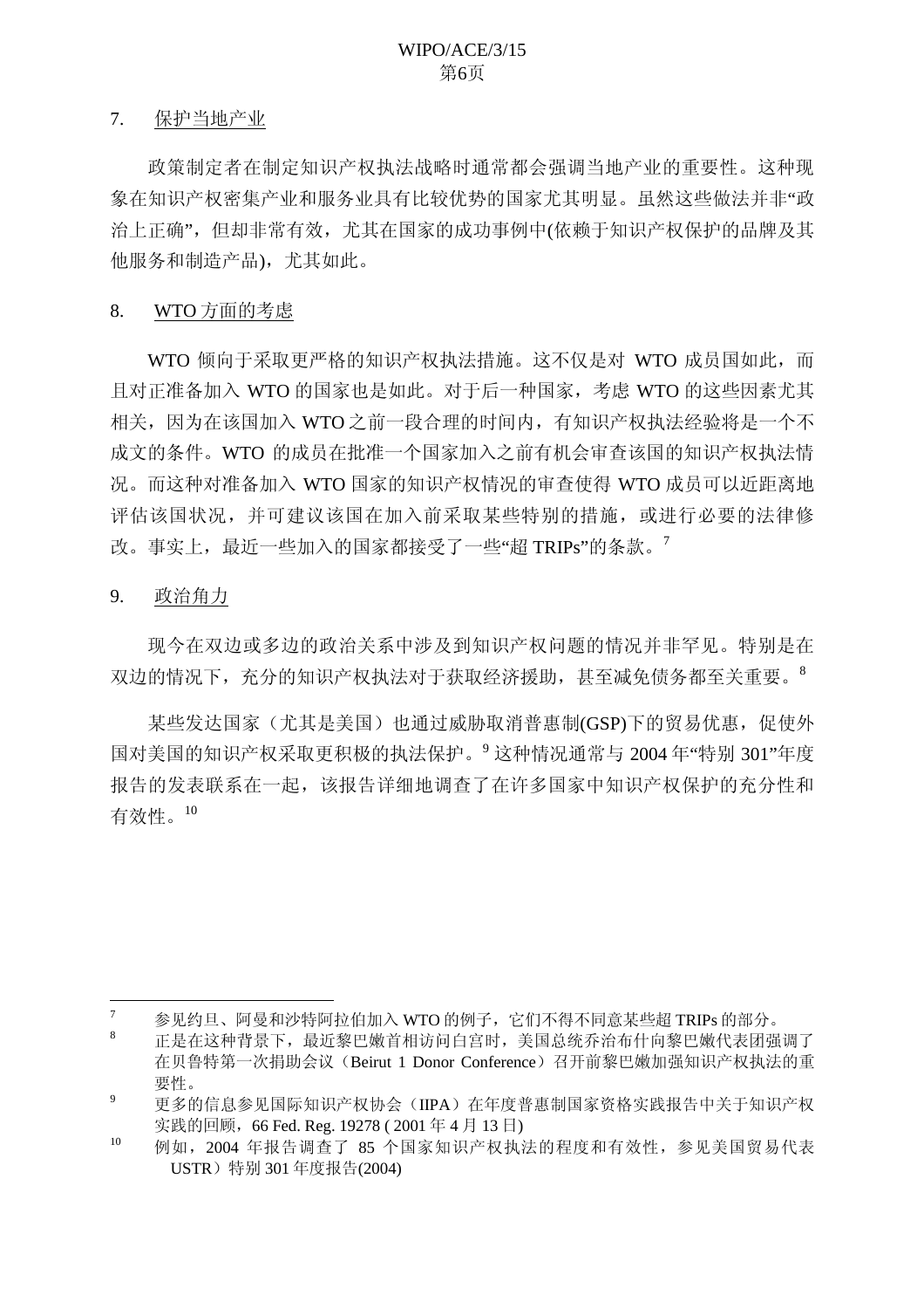7. 保护当地产业

政策制定者在制定知识产权执法战略时通常都会强调当地产业的重要性。这种现象在知识产权密集产业和服务业具有比较优势的国家尤其明显。虽然这些做法并非"政治上正确"，但却非常有效，尤其在国家的成功事例中(依赖于知识产权保护的品牌及其他服务和制造产品)，尤其如此。

8. WTO 方面的考虑

WTO 倾向于采取更严格的知识产权执法措施。这不仅是对 WTO 成员国如此，而且对正准备加入 WTO 的国家也是如此。对于后一种国家，考虑 WTO 的这些因素尤其相关，因为在该国加入 WTO 之前一段合理的时间内，有知识产权执法经验将是一个不成文的条件。WTO 的成员在批准一个国家加入之前有机会审查该国的知识产权执法情况。而这种对准备加入 WTO 国家的知识产权情况的审查使得 WTO 成员可以近距离地评估该国状况，并可建议该国在加入前采取某些特别的措施，或进行必要的法律修改。事实上，最近一些加入的国家都接受了一些"超 TRIPs"的条款。[7]

9. 政治角力

现今在双边或多边的政治关系中涉及到知识产权问题的情况并非罕见。特别是在双边的情况下，充分的知识产权执法对于获取经济援助，甚至减免债务都至关重要。[8]

某些发达国家（尤其是美国）也通过威胁取消普惠制(GSP)下的贸易优惠，促使外国对美国的知识产权采取更积极的执法保护。[9] 这种情况通常与 2004 年"特别 301"年度报告的发表联系在一起，该报告详细地调查了在许多国家中知识产权保护的充分性和有效性。[10]

---

[7] 参见约旦、阿曼和沙特阿拉伯加入 WTO 的例子，它们不得不同意某些超 TRIPs 的部分。

[8] 正是在这种背景下，最近黎巴嫩首相访问白宫时，美国总统乔治布什向黎巴嫩代表团强调了在贝鲁特第一次捐助会议（Beirut 1 Donor Conference）召开前黎巴嫩加强知识产权执法的重要性。

[9] 更多的信息参见国际知识产权协会（IIPA）在年度普惠制国家资格实践报告中关于知识产权实践的回顾，66 Fed. Reg. 19278 ( 2001 年 4 月 13 日)

[10] 例如，2004 年报告调查了 85 个国家知识产权执法的程度和有效性，参见美国贸易代表 USTR）特别 301 年度报告(2004)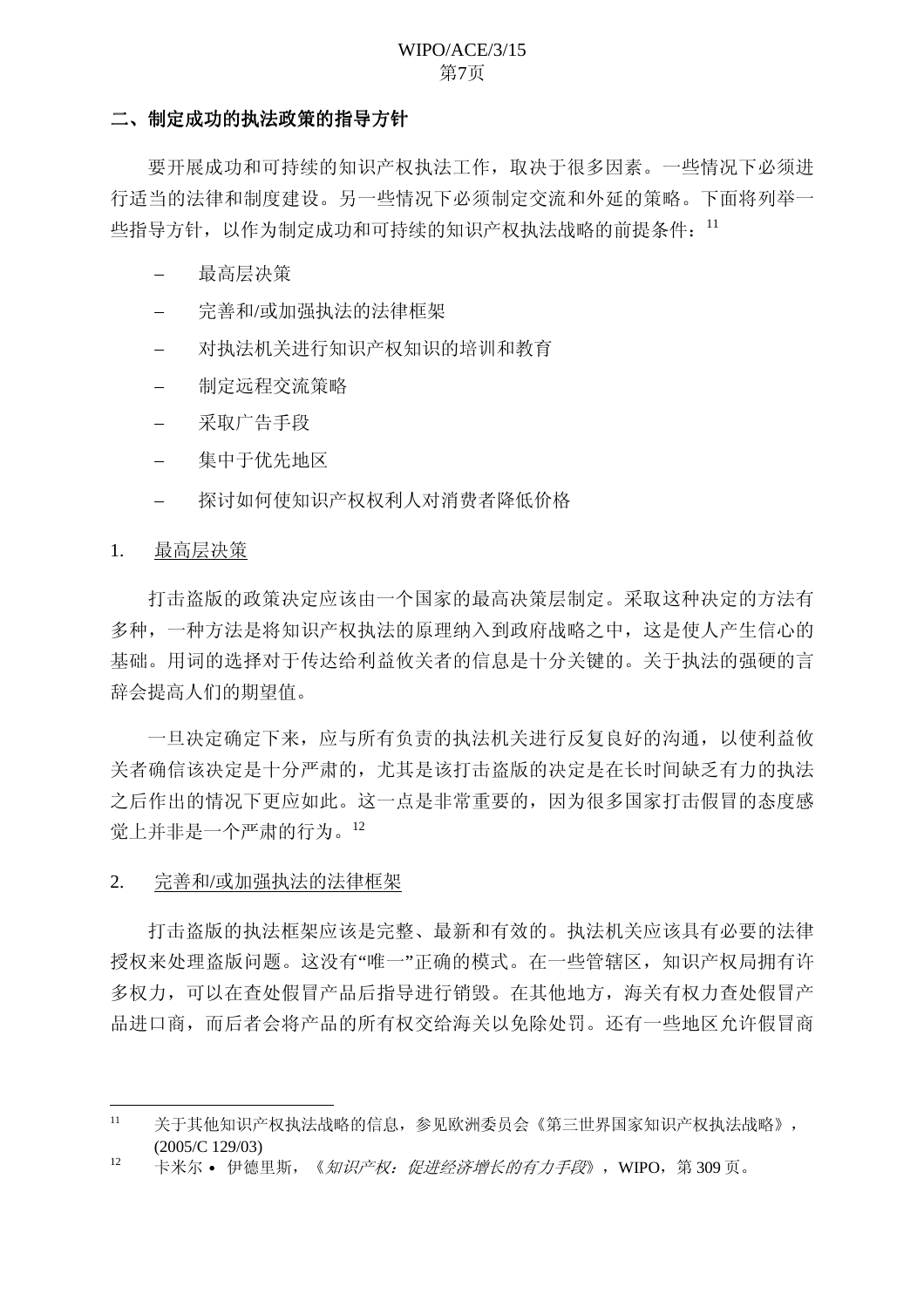## 二、制定成功的执法政策的指导方针

要开展成功和可持续的知识产权执法工作，取决于很多因素。一些情况下必须进行适当的法律和制度建设。另一些情况下必须制定交流和外延的策略。下面将列举一些指导方针，以作为制定成功和可持续的知识产权执法战略的前提条件：[11]

– 最高层决策
– 完善和/或加强执法的法律框架
– 对执法机关进行知识产权知识的培训和教育
– 制定远程交流策略
– 采取广告手段
– 集中于优先地区
– 探讨如何使知识产权权利人对消费者降低价格

1. 最高层决策

打击盗版的政策决定应该由一个国家的最高决策层制定。采取这种决定的方法有多种，一种方法是将知识产权执法的原理纳入到政府战略之中，这是使人产生信心的基础。用词的选择对于传达给利益攸关者的信息是十分关键的。关于执法的强硬的言辞会提高人们的期望值。

一旦决定确定下来，应与所有负责的执法机关进行反复良好的沟通，以使利益攸关者确信该决定是十分严肃的，尤其是该打击盗版的决定是在长时间缺乏有力的执法之后作出的情况下更应如此。这一点是非常重要的，因为很多国家打击假冒的态度感觉上并非是一个严肃的行为。[12]

2. 完善和/或加强执法的法律框架

打击盗版的执法框架应该是完整、最新和有效的。执法机关应该具有必要的法律授权来处理盗版问题。这没有“唯一”正确的模式。在一些管辖区，知识产权局拥有许多权力，可以在查处假冒产品后指导进行销毁。在其他地方，海关有权力查处假冒产品进口商，而后者会将产品的所有权交给海关以免除处罚。还有一些地区允许假冒商

---

[11] 关于其他知识产权执法战略的信息，参见欧洲委员会《第三世界国家知识产权执法战略》，(2005/C 129/03)

[12] 卡米尔 • 伊德里斯，《*知识产权：促进经济增长的有力手段*》，WIPO，第 309 页。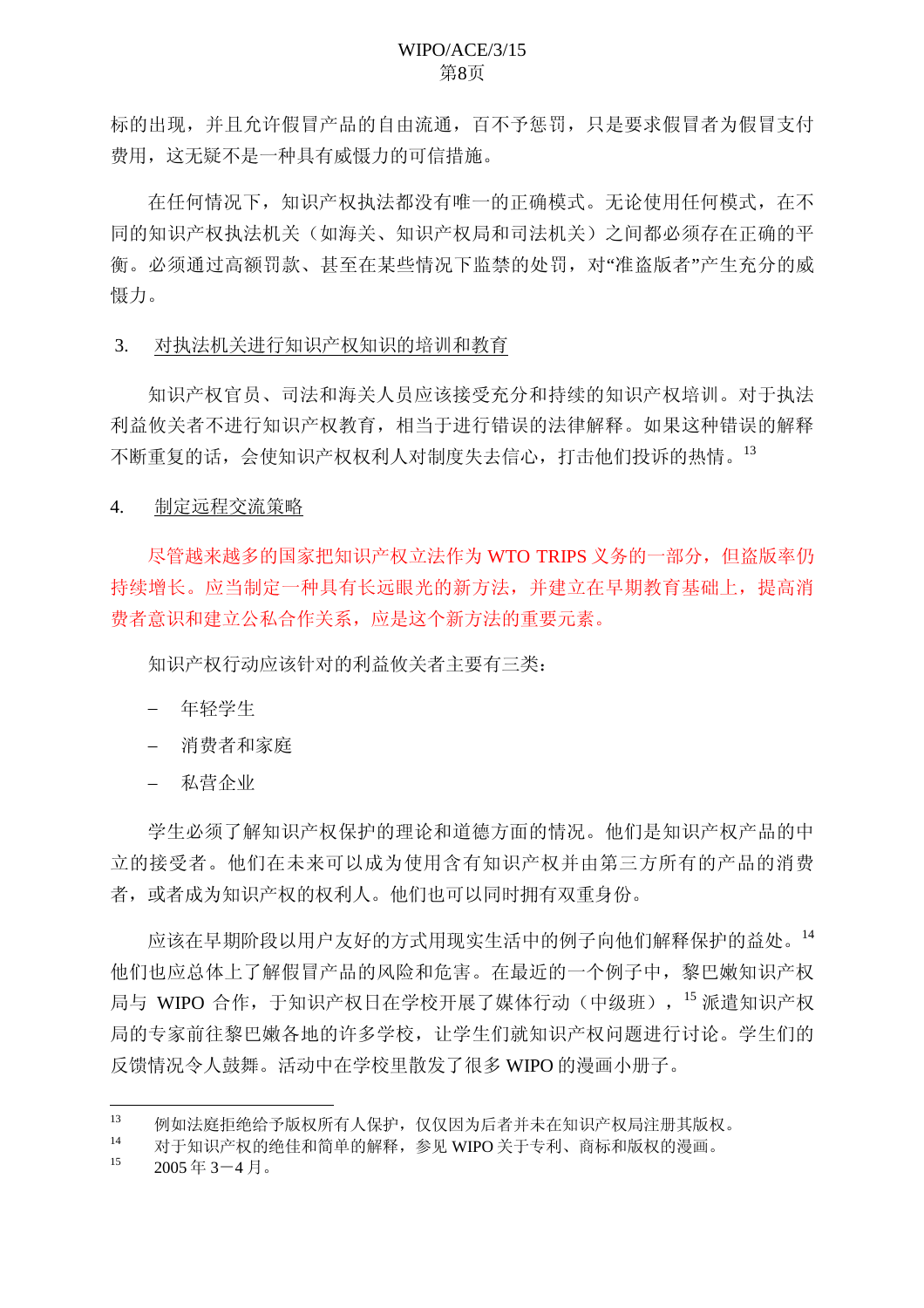标的出现，并且允许假冒产品的自由流通，百不予惩罚，只是要求假冒者为假冒支付费用，这无疑不是一种具有威慑力的可信措施。

在任何情况下，知识产权执法都没有唯一的正确模式。无论使用任何模式，在不同的知识产权执法机关（如海关、知识产权局和司法机关）之间都必须存在正确的平衡。必须通过高额罚款、甚至在某些情况下监禁的处罚，对“准盗版者”产生充分的威慑力。

3. 对执法机关进行知识产权知识的培训和教育

知识产权官员、司法和海关人员应该接受充分和持续的知识产权培训。对于执法利益攸关者不进行知识产权教育，相当于进行错误的法律解释。如果这种错误的解释不断重复的话，会使知识产权权利人对制度失去信心，打击他们投诉的热情。[13]

4. 制定远程交流策略

尽管越来越多的国家把知识产权立法作为 WTO TRIPS 义务的一部分，但盗版率仍持续增长。应当制定一种具有长远眼光的新方法，并建立在早期教育基础上，提高消费者意识和建立公私合作关系，应是这个新方法的重要元素。

知识产权行动应该针对的利益攸关者主要有三类：

- 年轻学生
- 消费者和家庭
- 私营企业

学生必须了解知识产权保护的理论和道德方面的情况。他们是知识产权产品的中立的接受者。他们在未来可以成为使用含有知识产权并由第三方所有的产品的消费者，或者成为知识产权的权利人。他们也可以同时拥有双重身份。

应该在早期阶段以用户友好的方式用现实生活中的例子向他们解释保护的益处。[14] 他们也应总体上了解假冒产品的风险和危害。在最近的一个例子中，黎巴嫩知识产权局与 WIPO 合作，于知识产权日在学校开展了媒体行动（中级班），[15] 派遣知识产权局的专家前往黎巴嫩各地的许多学校，让学生们就知识产权问题进行讨论。学生们的反馈情况令人鼓舞。活动中在学校里散发了很多 WIPO 的漫画小册子。

---

[13] 例如法庭拒绝给予版权所有人保护，仅仅因为后者并未在知识产权局注册其版权。

[14] 对于知识产权的绝佳和简单的解释，参见 WIPO 关于专利、商标和版权的漫画。

[15] 2005 年 3－4 月。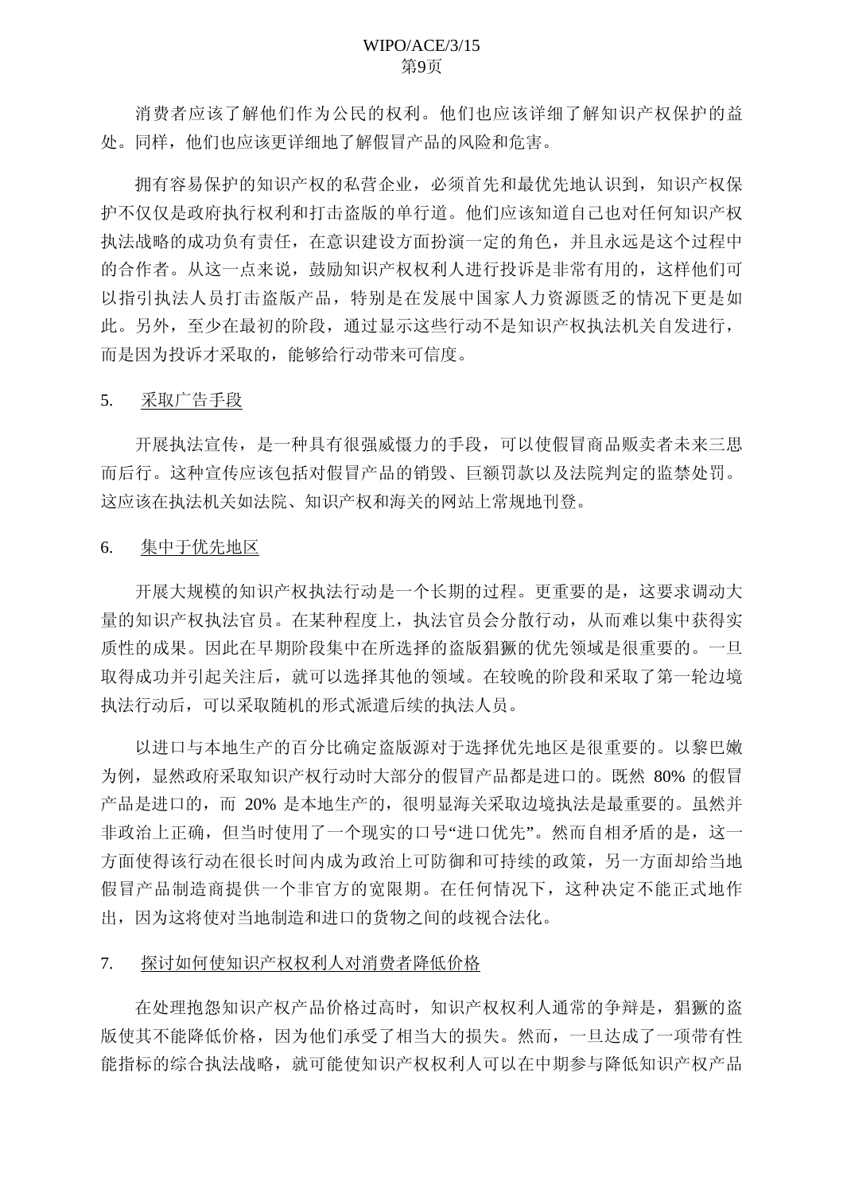消费者应该了解他们作为公民的权利。他们也应该详细了解知识产权保护的益处。同样，他们也应该更详细地了解假冒产品的风险和危害。

拥有容易保护的知识产权的私营企业，必须首先和最优先地认识到，知识产权保护不仅仅是政府执行权利和打击盗版的单行道。他们应该知道自己也对任何知识产权执法战略的成功负有责任，在意识建设方面扮演一定的角色，并且永远是这个过程中的合作者。从这一点来说，鼓励知识产权权利人进行投诉是非常有用的，这样他们可以指引执法人员打击盗版产品，特别是在发展中国家人力资源匮乏的情况下更是如此。另外，至少在最初的阶段，通过显示这些行动不是知识产权执法机关自发进行，而是因为投诉才采取的，能够给行动带来可信度。

5. <u>采取广告手段</u>

开展执法宣传，是一种具有很强威慑力的手段，可以使假冒商品贩卖者未来三思而后行。这种宣传应该包括对假冒产品的销毁、巨额罚款以及法院判定的监禁处罚。这应该在执法机关如法院、知识产权和海关的网站上常规地刊登。

6. <u>集中于优先地区</u>

开展大规模的知识产权执法行动是一个长期的过程。更重要的是，这要求调动大量的知识产权执法官员。在某种程度上，执法官员会分散行动，从而难以集中获得实质性的成果。因此在早期阶段集中在所选择的盗版猖獗的优先领域是很重要的。一旦取得成功并引起关注后，就可以选择其他的领域。在较晚的阶段和采取了第一轮边境执法行动后，可以采取随机的形式派遣后续的执法人员。

以进口与本地生产的百分比确定盗版源对于选择优先地区是很重要的。以黎巴嫩为例，显然政府采取知识产权行动时大部分的假冒产品都是进口的。既然 80% 的假冒产品是进口的，而 20% 是本地生产的，很明显海关采取边境执法是最重要的。虽然并非政治上正确，但当时使用了一个现实的口号“进口优先”。然而自相矛盾的是，这一方面使得该行动在很长时间内成为政治上可防御和可持续的政策，另一方面却给当地假冒产品制造商提供一个非官方的宽限期。在任何情况下，这种决定不能正式地作出，因为这将使对当地制造和进口的货物之间的歧视合法化。

7. <u>探讨如何使知识产权权利人对消费者降低价格</u>

在处理抱怨知识产权产品价格过高时，知识产权权利人通常的争辩是，猖獗的盗版使其不能降低价格，因为他们承受了相当大的损失。然而，一旦达成了一项带有性能指标的综合执法战略，就可能使知识产权权利人可以在中期参与降低知识产权产品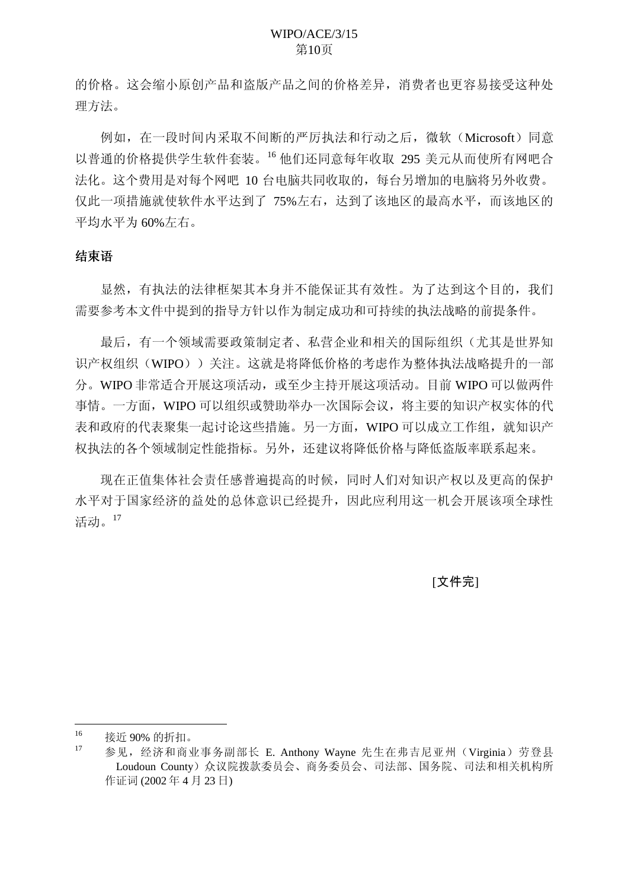的价格。这会缩小原创产品和盗版产品之间的价格差异，消费者也更容易接受这种处理方法。

例如，在一段时间内采取不间断的严厉执法和行动之后，微软（Microsoft）同意以普通的价格提供学生软件套装。[16] 他们还同意每年收取 295 美元从而使所有网吧合法化。这个费用是对每个网吧 10 台电脑共同收取的，每台另增加的电脑将另外收费。仅此一项措施就使软件水平达到了 75%左右，达到了该地区的最高水平，而该地区的平均水平为 60%左右。

**结束语**

显然，有执法的法律框架其本身并不能保证其有效性。为了达到这个目的，我们需要参考本文件中提到的指导方针以作为制定成功和可持续的执法战略的前提条件。

最后，有一个领域需要政策制定者、私营企业和相关的国际组织（尤其是世界知识产权组织（WIPO））关注。这就是将降低价格的考虑作为整体执法战略提升的一部分。WIPO 非常适合开展这项活动，或至少主持开展这项活动。目前 WIPO 可以做两件事情。一方面，WIPO 可以组织或赞助举办一次国际会议，将主要的知识产权实体的代表和政府的代表聚集一起讨论这些措施。另一方面，WIPO 可以成立工作组，就知识产权执法的各个领域制定性能指标。另外，还建议将降低价格与降低盗版率联系起来。

现在正值集体社会责任感普遍提高的时候，同时人们对知识产权以及更高的保护水平对于国家经济的益处的总体意识已经提升，因此应利用这一机会开展该项全球性活动。[17]

[文件完]

---

[16] 接近 90% 的折扣。

[17] 参见，经济和商业事务副部长 E. Anthony Wayne 先生在弗吉尼亚州（Virginia）劳登县 Loudoun County）众议院拨款委员会、商务委员会、司法部、国务院、司法和相关机构所作证词 (2002 年 4 月 23 日)